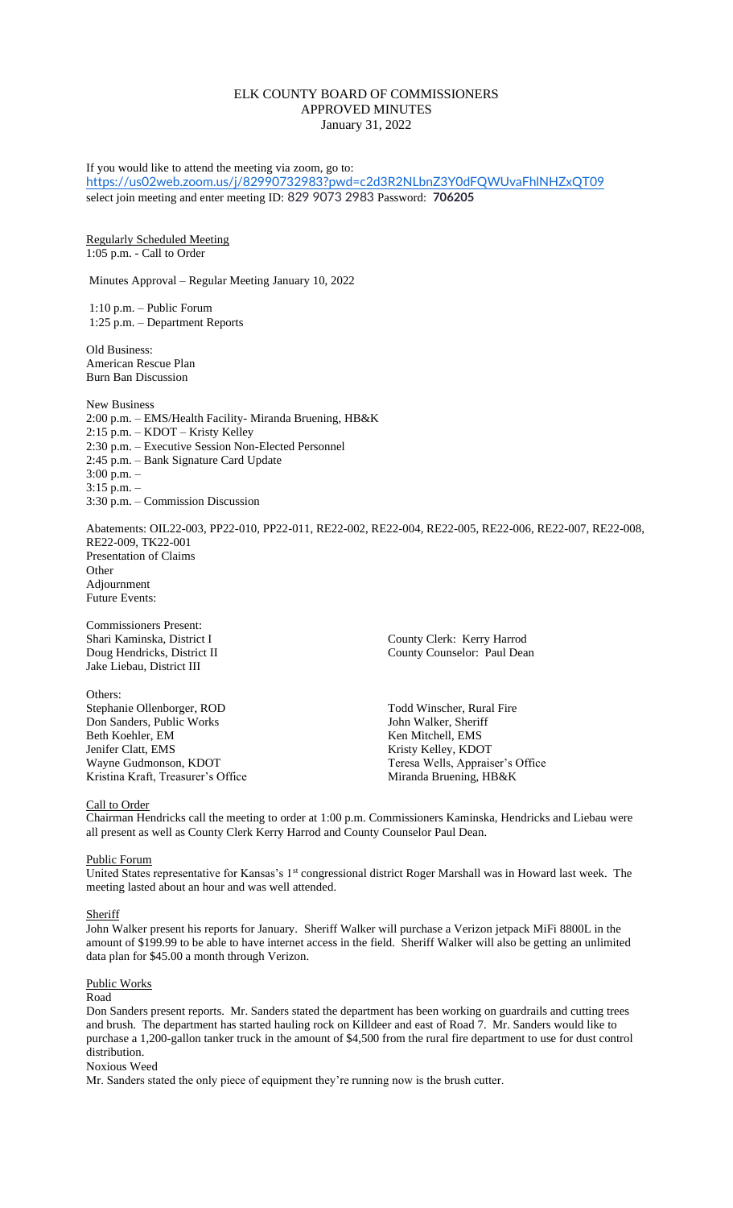# ELK COUNTY BOARD OF COMMISSIONERS
## APPROVED MINUTES
### January 31, 2022

If you would like to attend the meeting via zoom, go to:
https://us02web.zoom.us/j/82990732983?pwd=c2d3R2NLbnZ3Y0dFQWUvaFhlNHZxQT09
select join meeting and enter meeting ID: 829 9073 2983 Password: **706205**

Regularly Scheduled Meeting
1:05 p.m. - Call to Order

Minutes Approval – Regular Meeting January 10, 2022

1:10 p.m. – Public Forum
1:25 p.m. – Department Reports

Old Business:
American Rescue Plan
Burn Ban Discussion

New Business
2:00 p.m. – EMS/Health Facility- Miranda Bruening, HB&K
2:15 p.m. – KDOT – Kristy Kelley
2:30 p.m. – Executive Session Non-Elected Personnel
2:45 p.m. – Bank Signature Card Update
3:00 p.m. –
3:15 p.m. –
3:30 p.m. – Commission Discussion

Abatements: OIL22-003, PP22-010, PP22-011, RE22-002, RE22-004, RE22-005, RE22-006, RE22-007, RE22-008, RE22-009, TK22-001
Presentation of Claims
Other
Adjournment
Future Events:

Commissioners Present:
Shari Kaminska, District I
Doug Hendricks, District II
Jake Liebau, District III

County Clerk: Kerry Harrod
County Counselor: Paul Dean

Others:
Stephanie Ollenborger, ROD
Don Sanders, Public Works
Beth Koehler, EM
Jenifer Clatt, EMS
Wayne Gudmonson, KDOT
Kristina Kraft, Treasurer's Office
Todd Winscher, Rural Fire
John Walker, Sheriff
Ken Mitchell, EMS
Kristy Kelley, KDOT
Teresa Wells, Appraiser's Office
Miranda Bruening, HB&K

Call to Order
Chairman Hendricks call the meeting to order at 1:00 p.m. Commissioners Kaminska, Hendricks and Liebau were all present as well as County Clerk Kerry Harrod and County Counselor Paul Dean.

Public Forum
United States representative for Kansas's 1st congressional district Roger Marshall was in Howard last week. The meeting lasted about an hour and was well attended.

Sheriff
John Walker present his reports for January. Sheriff Walker will purchase a Verizon jetpack MiFi 8800L in the amount of $199.99 to be able to have internet access in the field. Sheriff Walker will also be getting an unlimited data plan for $45.00 a month through Verizon.

Public Works
Road
Don Sanders present reports. Mr. Sanders stated the department has been working on guardrails and cutting trees and brush. The department has started hauling rock on Killdeer and east of Road 7. Mr. Sanders would like to purchase a 1,200-gallon tanker truck in the amount of $4,500 from the rural fire department to use for dust control distribution.
Noxious Weed
Mr. Sanders stated the only piece of equipment they're running now is the brush cutter.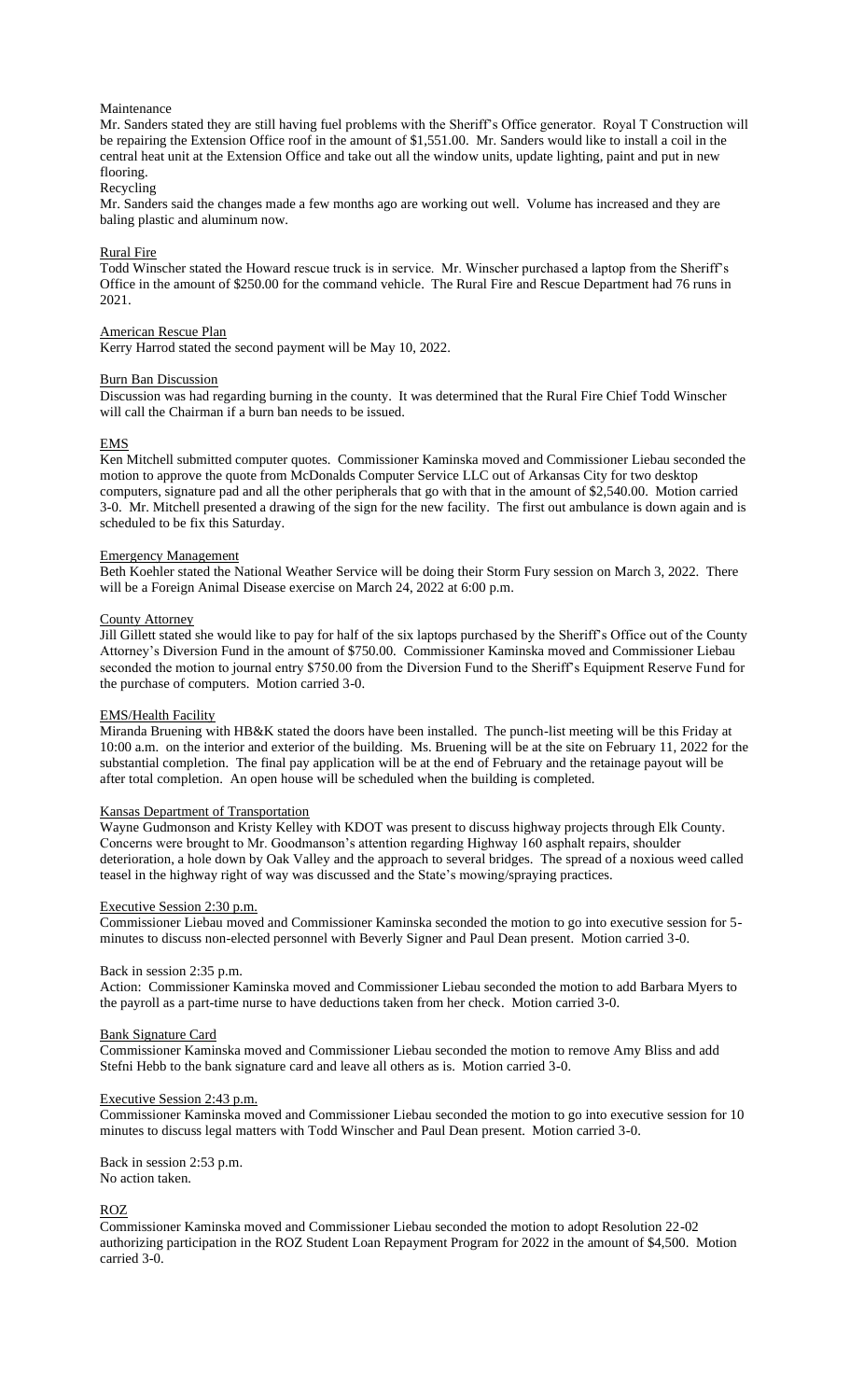Maintenance

Mr. Sanders stated they are still having fuel problems with the Sheriff's Office generator. Royal T Construction will be repairing the Extension Office roof in the amount of $1,551.00. Mr. Sanders would like to install a coil in the central heat unit at the Extension Office and take out all the window units, update lighting, paint and put in new flooring.

Recycling

Mr. Sanders said the changes made a few months ago are working out well. Volume has increased and they are baling plastic and aluminum now.

Rural Fire

Todd Winscher stated the Howard rescue truck is in service. Mr. Winscher purchased a laptop from the Sheriff's Office in the amount of $250.00 for the command vehicle. The Rural Fire and Rescue Department had 76 runs in 2021.

American Rescue Plan

Kerry Harrod stated the second payment will be May 10, 2022.

Burn Ban Discussion

Discussion was had regarding burning in the county. It was determined that the Rural Fire Chief Todd Winscher will call the Chairman if a burn ban needs to be issued.

EMS

Ken Mitchell submitted computer quotes. Commissioner Kaminska moved and Commissioner Liebau seconded the motion to approve the quote from McDonalds Computer Service LLC out of Arkansas City for two desktop computers, signature pad and all the other peripherals that go with that in the amount of $2,540.00. Motion carried 3-0. Mr. Mitchell presented a drawing of the sign for the new facility. The first out ambulance is down again and is scheduled to be fix this Saturday.

Emergency Management

Beth Koehler stated the National Weather Service will be doing their Storm Fury session on March 3, 2022. There will be a Foreign Animal Disease exercise on March 24, 2022 at 6:00 p.m.

County Attorney

Jill Gillett stated she would like to pay for half of the six laptops purchased by the Sheriff's Office out of the County Attorney's Diversion Fund in the amount of $750.00. Commissioner Kaminska moved and Commissioner Liebau seconded the motion to journal entry $750.00 from the Diversion Fund to the Sheriff's Equipment Reserve Fund for the purchase of computers. Motion carried 3-0.

EMS/Health Facility

Miranda Bruening with HB&K stated the doors have been installed. The punch-list meeting will be this Friday at 10:00 a.m. on the interior and exterior of the building. Ms. Bruening will be at the site on February 11, 2022 for the substantial completion. The final pay application will be at the end of February and the retainage payout will be after total completion. An open house will be scheduled when the building is completed.

Kansas Department of Transportation

Wayne Gudmonson and Kristy Kelley with KDOT was present to discuss highway projects through Elk County. Concerns were brought to Mr. Goodmanson's attention regarding Highway 160 asphalt repairs, shoulder deterioration, a hole down by Oak Valley and the approach to several bridges. The spread of a noxious weed called teasel in the highway right of way was discussed and the State's mowing/spraying practices.

Executive Session 2:30 p.m.

Commissioner Liebau moved and Commissioner Kaminska seconded the motion to go into executive session for 5-minutes to discuss non-elected personnel with Beverly Signer and Paul Dean present. Motion carried 3-0.

Back in session 2:35 p.m.

Action: Commissioner Kaminska moved and Commissioner Liebau seconded the motion to add Barbara Myers to the payroll as a part-time nurse to have deductions taken from her check. Motion carried 3-0.

Bank Signature Card

Commissioner Kaminska moved and Commissioner Liebau seconded the motion to remove Amy Bliss and add Stefni Hebb to the bank signature card and leave all others as is. Motion carried 3-0.

Executive Session 2:43 p.m.

Commissioner Kaminska moved and Commissioner Liebau seconded the motion to go into executive session for 10 minutes to discuss legal matters with Todd Winscher and Paul Dean present. Motion carried 3-0.

Back in session 2:53 p.m.
No action taken.

ROZ

Commissioner Kaminska moved and Commissioner Liebau seconded the motion to adopt Resolution 22-02 authorizing participation in the ROZ Student Loan Repayment Program for 2022 in the amount of $4,500. Motion carried 3-0.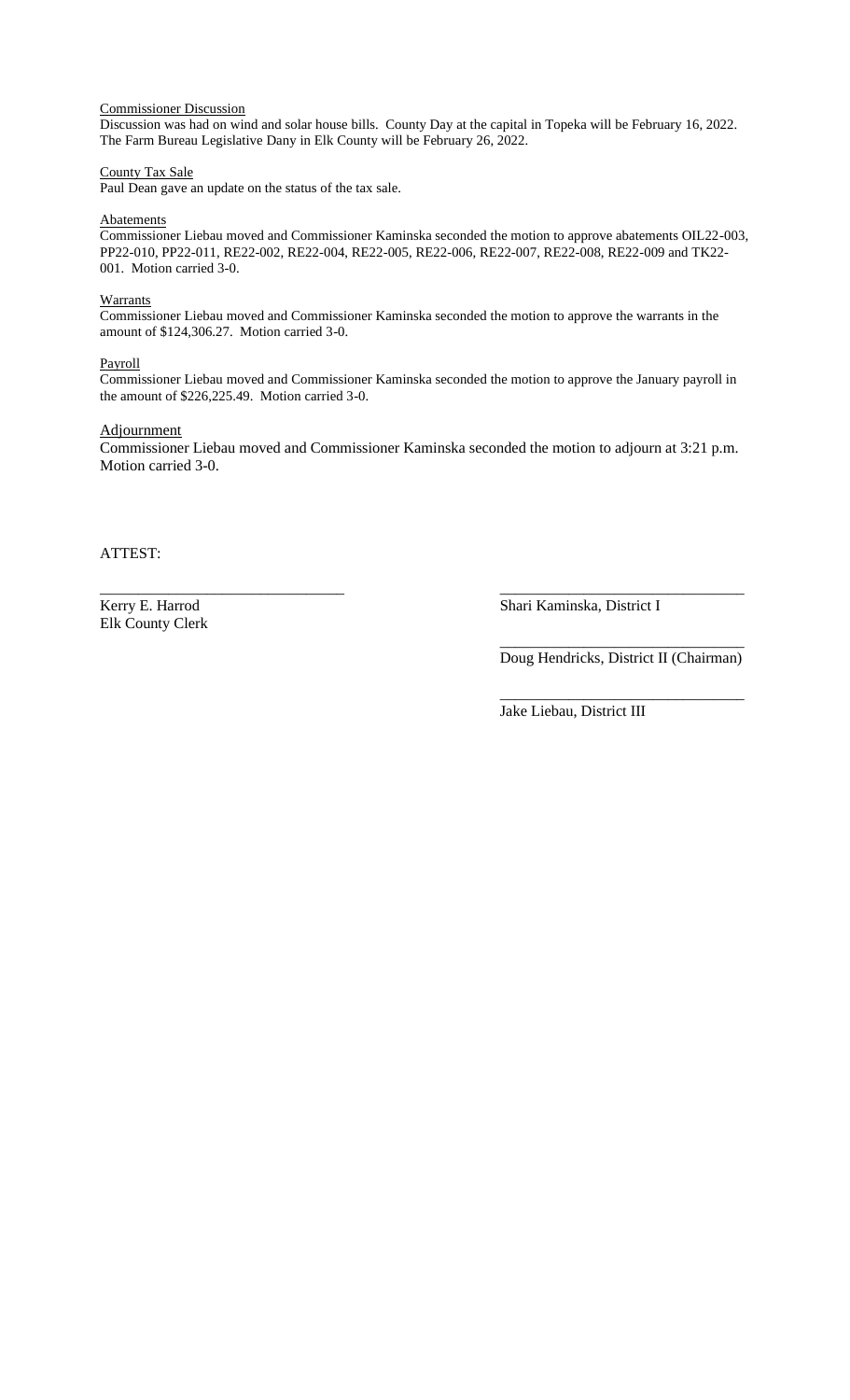<u>Commissioner Discussion</u>
Discussion was had on wind and solar house bills. County Day at the capital in Topeka will be February 16, 2022. The Farm Bureau Legislative Dany in Elk County will be February 26, 2022.

<u>County Tax Sale</u>
Paul Dean gave an update on the status of the tax sale.

<u>Abatements</u>
Commissioner Liebau moved and Commissioner Kaminska seconded the motion to approve abatements OIL22-003, PP22-010, PP22-011, RE22-002, RE22-004, RE22-005, RE22-006, RE22-007, RE22-008, RE22-009 and TK22-001. Motion carried 3-0.

<u>Warrants</u>
Commissioner Liebau moved and Commissioner Kaminska seconded the motion to approve the warrants in the amount of $124,306.27. Motion carried 3-0.

<u>Payroll</u>
Commissioner Liebau moved and Commissioner Kaminska seconded the motion to approve the January payroll in the amount of $226,225.49. Motion carried 3-0.

<u>Adjournment</u>
Commissioner Liebau moved and Commissioner Kaminska seconded the motion to adjourn at 3:21 p.m. Motion carried 3-0.

ATTEST:

_______________________________
Kerry E. Harrod
Elk County Clerk

_______________________________
Shari Kaminska, District I

_______________________________
Doug Hendricks, District II (Chairman)

_______________________________
Jake Liebau, District III